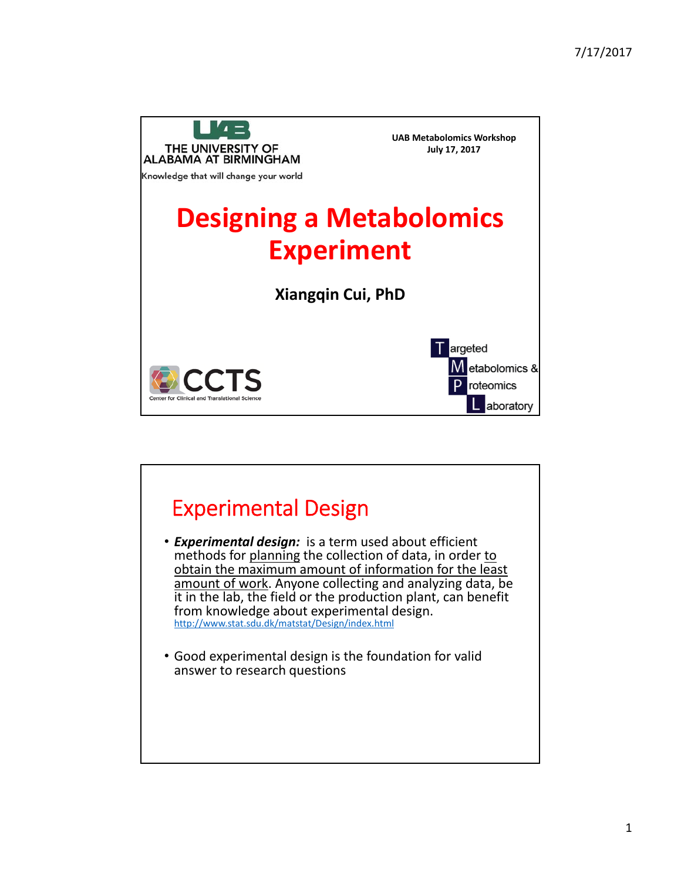THE UNIVERSITY OF ALABAMA AT BIRMINGHAM

Knowledge that will change your world

**UAB Metabolomics Workshop**
**July 17, 2017**

# Designing a Metabolomics Experiment

**Xiangqin Cui, PhD**

CCTS
Center for Clinical and Translational Science

Targeted Metabolomics & Proteomics Laboratory

## Experimental Design

- ***Experimental design:*** is a term used about efficient methods for planning the collection of data, in order to obtain the maximum amount of information for the least amount of work. Anyone collecting and analyzing data, be it in the lab, the field or the production plant, can benefit from knowledge about experimental design.
  http://www.stat.sdu.dk/matstat/Design/index.html

- Good experimental design is the foundation for valid answer to research questions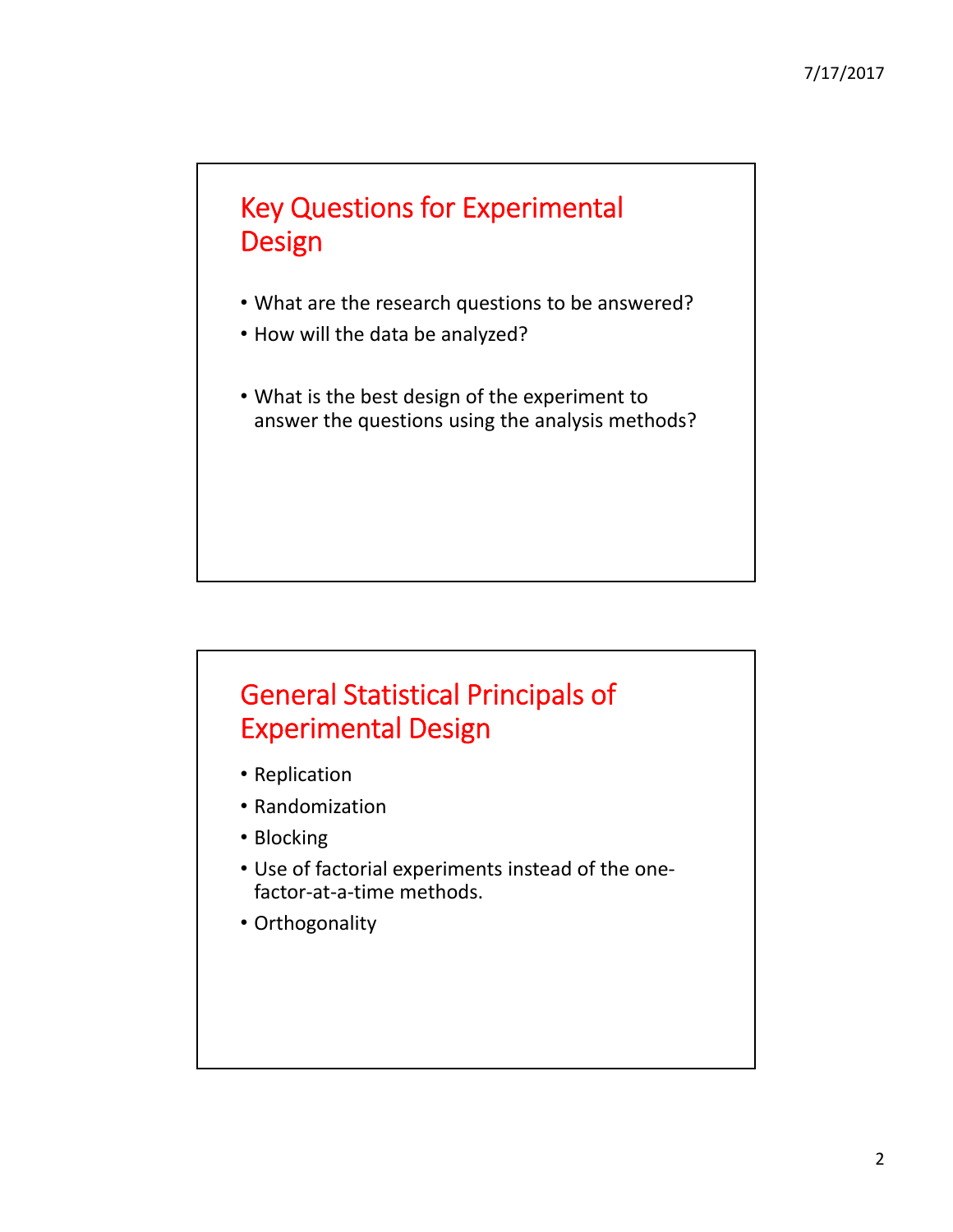## Key Questions for Experimental Design

- What are the research questions to be answered?
- How will the data be analyzed?
- What is the best design of the experiment to answer the questions using the analysis methods?

## General Statistical Principals of Experimental Design

- Replication
- Randomization
- Blocking
- Use of factorial experiments instead of the one-factor-at-a-time methods.
- Orthogonality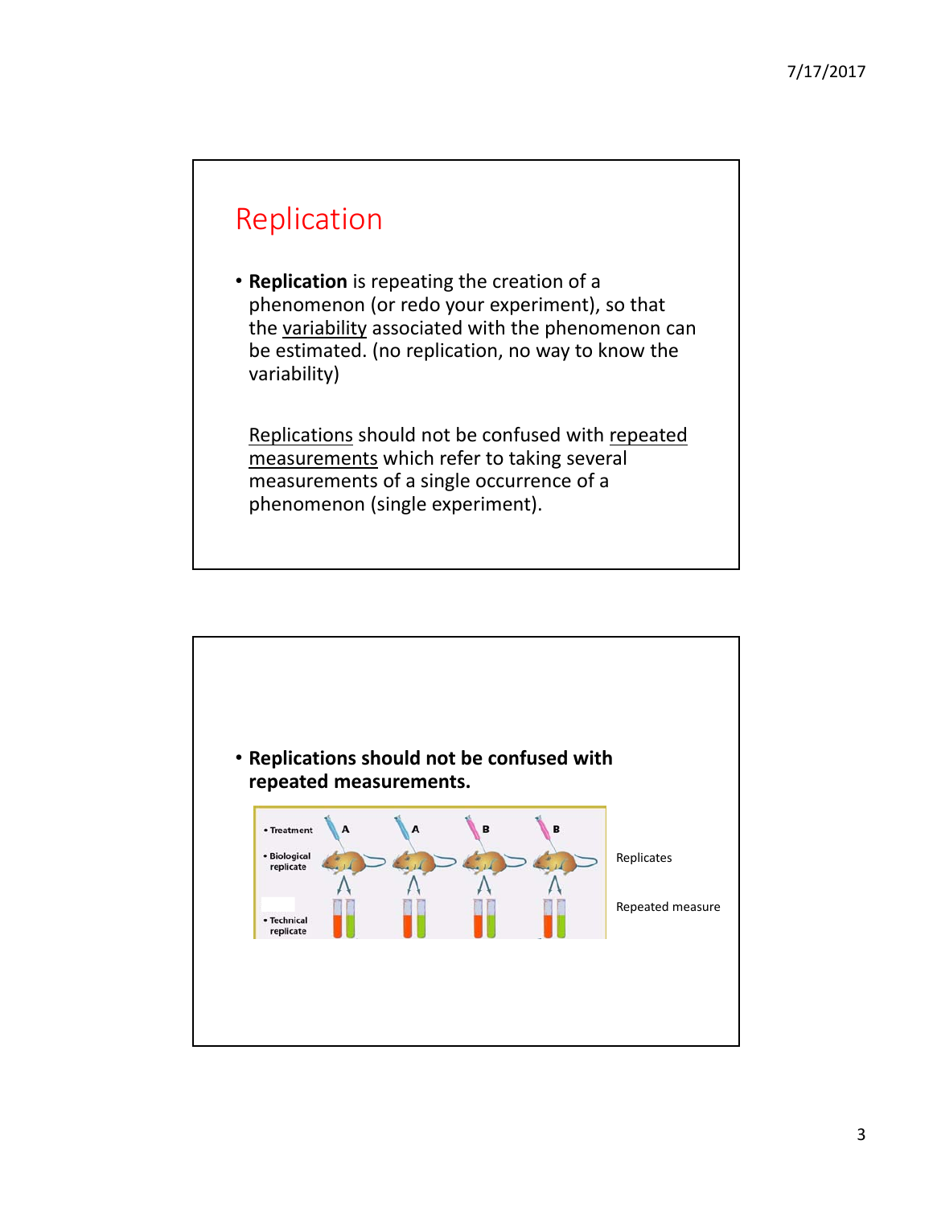## Replication

- **Replication** is repeating the creation of a phenomenon (or redo your experiment), so that the variability associated with the phenomenon can be estimated. (no replication, no way to know the variability)

  Replications should not be confused with repeated measurements which refer to taking several measurements of a single occurrence of a phenomenon (single experiment).

---

- **Replications should not be confused with repeated measurements.**

Replicates

Repeated measure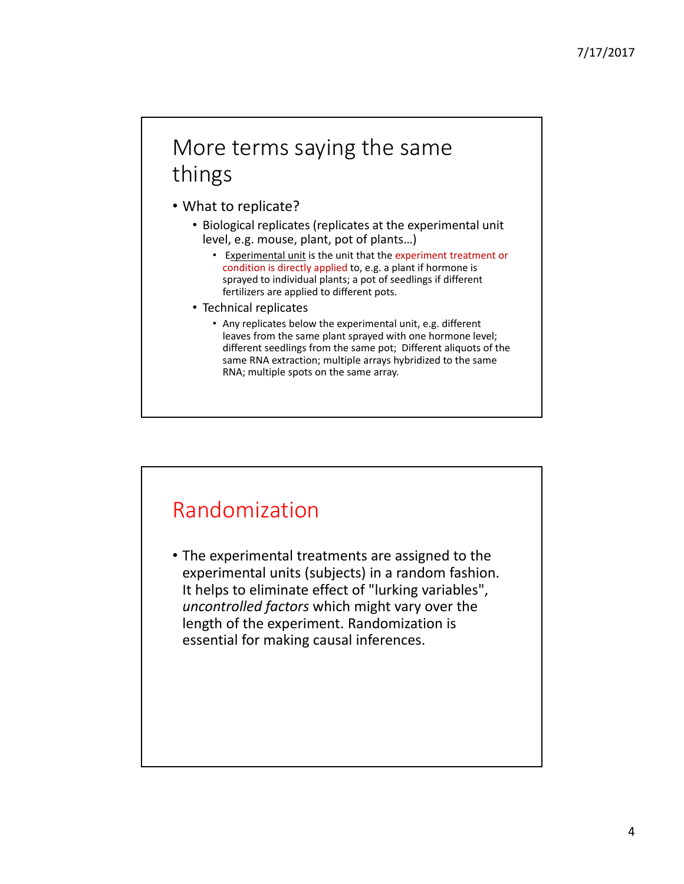## More terms saying the same things

- What to replicate?
  - Biological replicates (replicates at the experimental unit level, e.g. mouse, plant, pot of plants…)
    - Experimental unit is the unit that the experiment treatment or condition is directly applied to, e.g. a plant if hormone is sprayed to individual plants; a pot of seedlings if different fertilizers are applied to different pots.
  - Technical replicates
    - Any replicates below the experimental unit, e.g. different leaves from the same plant sprayed with one hormone level; different seedlings from the same pot; Different aliquots of the same RNA extraction; multiple arrays hybridized to the same RNA; multiple spots on the same array.

## Randomization

- The experimental treatments are assigned to the experimental units (subjects) in a random fashion. It helps to eliminate effect of "lurking variables", *uncontrolled factors* which might vary over the length of the experiment. Randomization is essential for making causal inferences.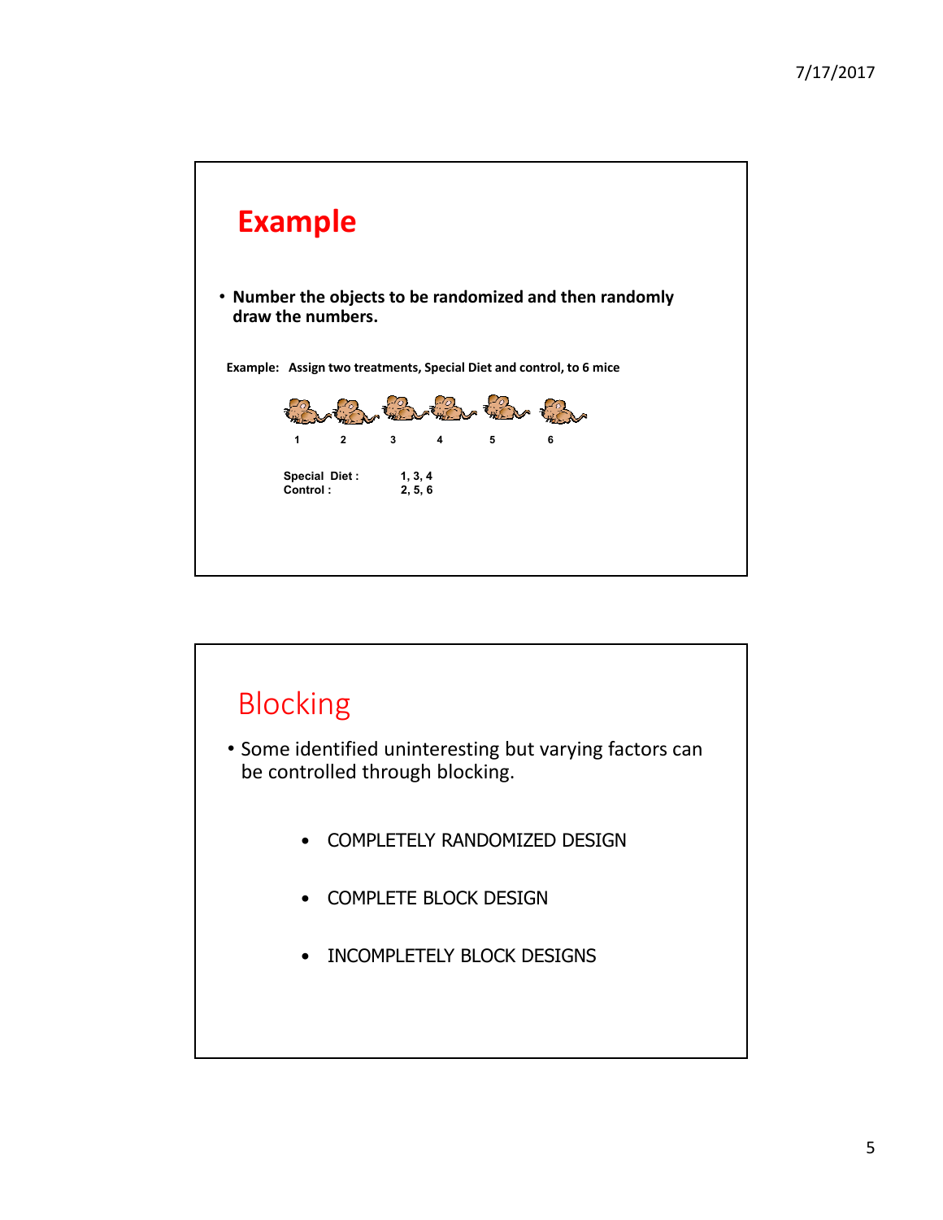## Example

- **Number the objects to be randomized and then randomly draw the numbers.**

**Example: Assign two treatments, Special Diet and control, to 6 mice**

**1 2 3 4 5 6**

**Special Diet : 1, 3, 4**
**Control : 2, 5, 6**

## Blocking

- Some identified uninteresting but varying factors can be controlled through blocking.
  - COMPLETELY RANDOMIZED DESIGN
  - COMPLETE BLOCK DESIGN
  - INCOMPLETELY BLOCK DESIGNS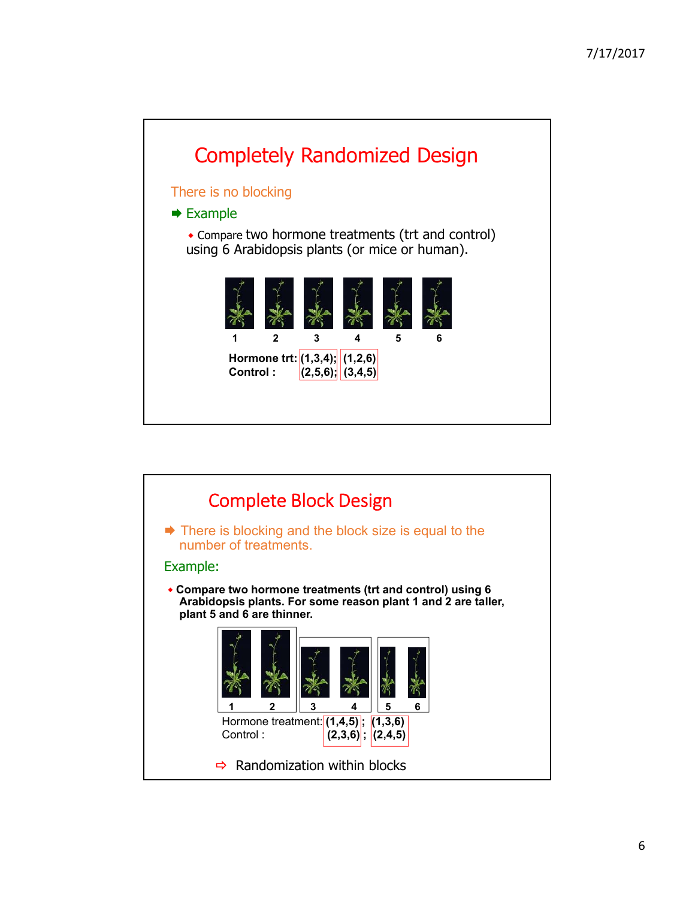## Completely Randomized Design

There is no blocking

- Example
  - Compare two hormone treatments (trt and control) using 6 Arabidopsis plants (or mice or human).

1 2 3 4 5 6

**Hormone trt: (1,3,4); (1,2,6)**
**Control : (2,5,6); (3,4,5)**

## Complete Block Design

- There is blocking and the block size is equal to the number of treatments.

Example:

- **Compare two hormone treatments (trt and control) using 6 Arabidopsis plants. For some reason plant 1 and 2 are taller, plant 5 and 6 are thinner.**

1 2 | 3 4 | 5 6

Hormone treatment: **(1,4,5)** ; **(1,3,6)**
Control : **(2,3,6)** ; **(2,4,5)**

- Randomization within blocks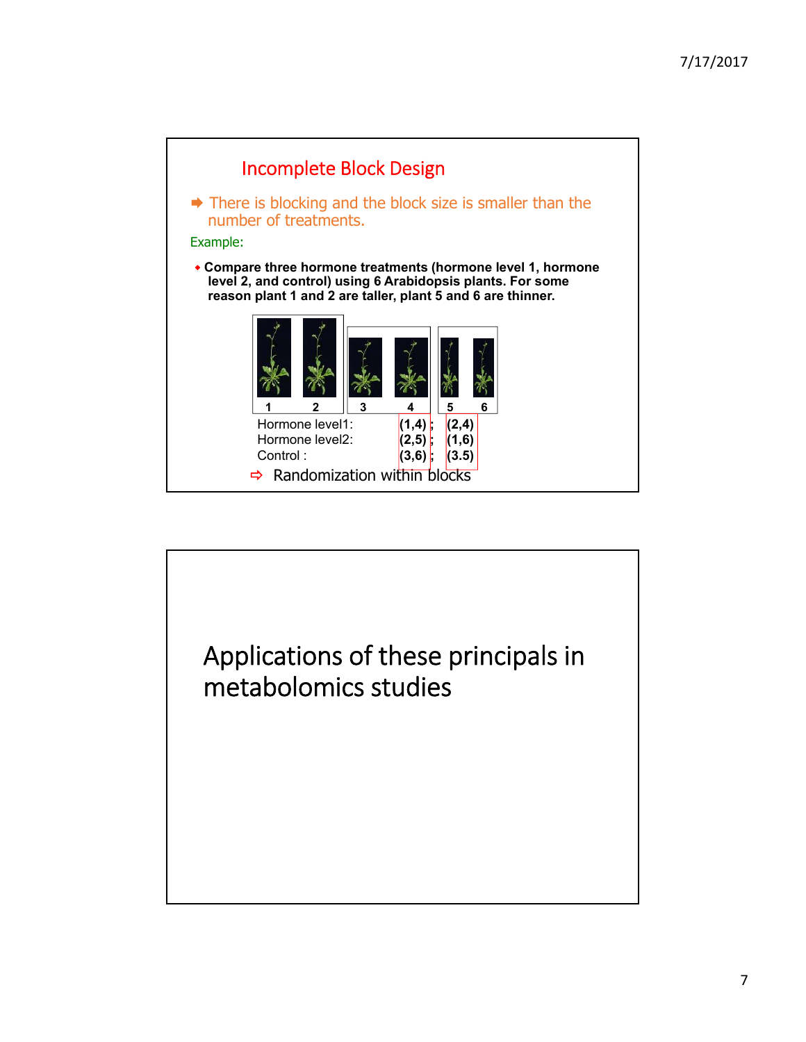## Incomplete Block Design

➡ There is blocking and the block size is smaller than the number of treatments.

Example:

- **Compare three hormone treatments (hormone level 1, hormone level 2, and control) using 6 Arabidopsis plants. For some reason plant 1 and 2 are taller, plant 5 and 6 are thinner.**

1 2 3 4 5 6

| | | |
|---|---|---|
| Hormone level1: | (1,4) ; | (2,4) |
| Hormone level2: | (2,5) ; | (1,6) |
| Control : | (3,6) ; | (3.5) |

⇨ Randomization within blocks

---

# Applications of these principals in metabolomics studies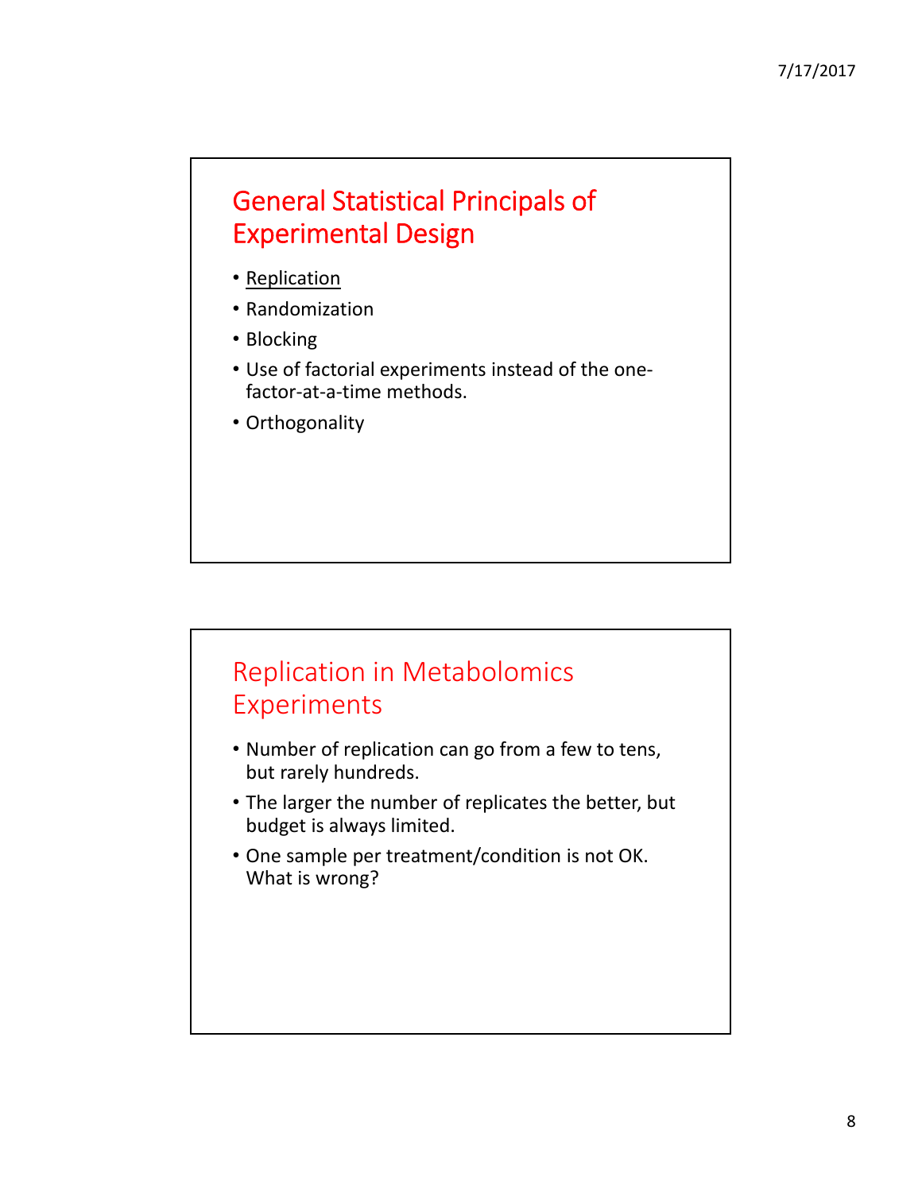## General Statistical Principals of Experimental Design

- <u>Replication</u>
- Randomization
- Blocking
- Use of factorial experiments instead of the one-factor-at-a-time methods.
- Orthogonality

## Replication in Metabolomics Experiments

- Number of replication can go from a few to tens, but rarely hundreds.
- The larger the number of replicates the better, but budget is always limited.
- One sample per treatment/condition is not OK. What is wrong?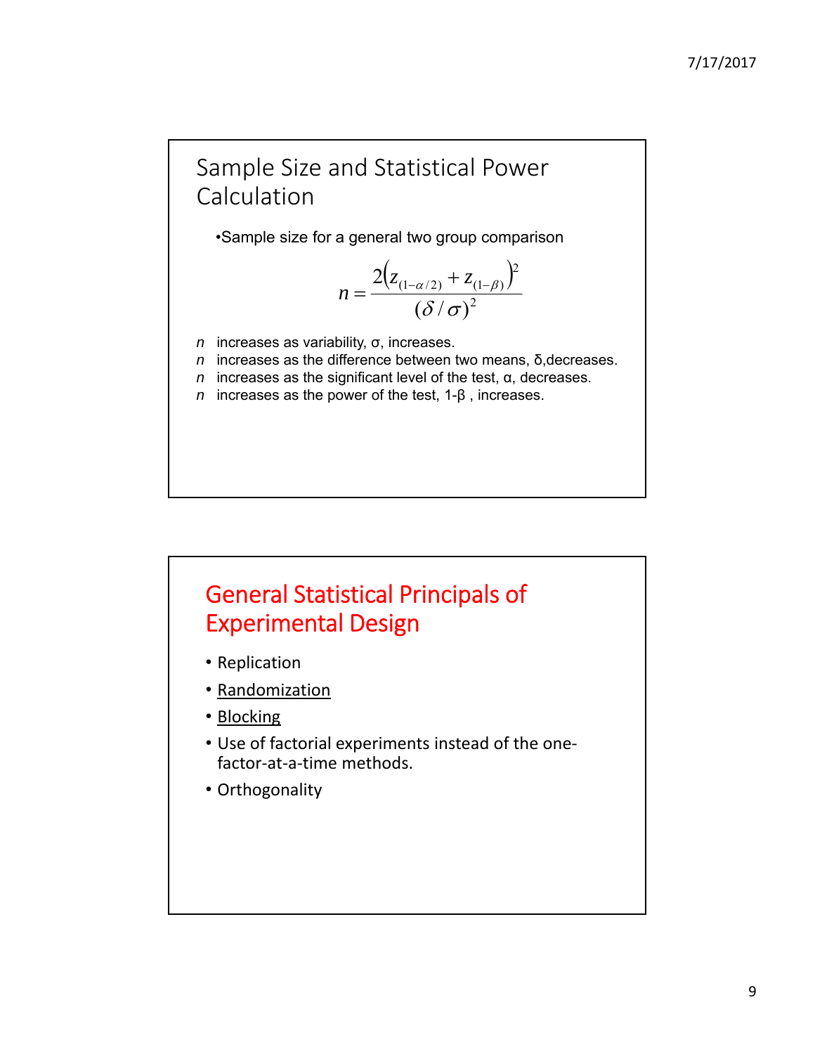## Sample Size and Statistical Power Calculation

- Sample size for a general two group comparison

$$n = \frac{2\left(z_{(1-\alpha/2)} + z_{(1-\beta)}\right)^2}{(\delta/\sigma)^2}$$

*n* increases as variability, σ, increases.
*n* increases as the difference between two means, δ,decreases.
*n* increases as the significant level of the test, α, decreases.
*n* increases as the power of the test, 1-β , increases.

## General Statistical Principals of Experimental Design

- Replication
- Randomization
- Blocking
- Use of factorial experiments instead of the one-factor-at-a-time methods.
- Orthogonality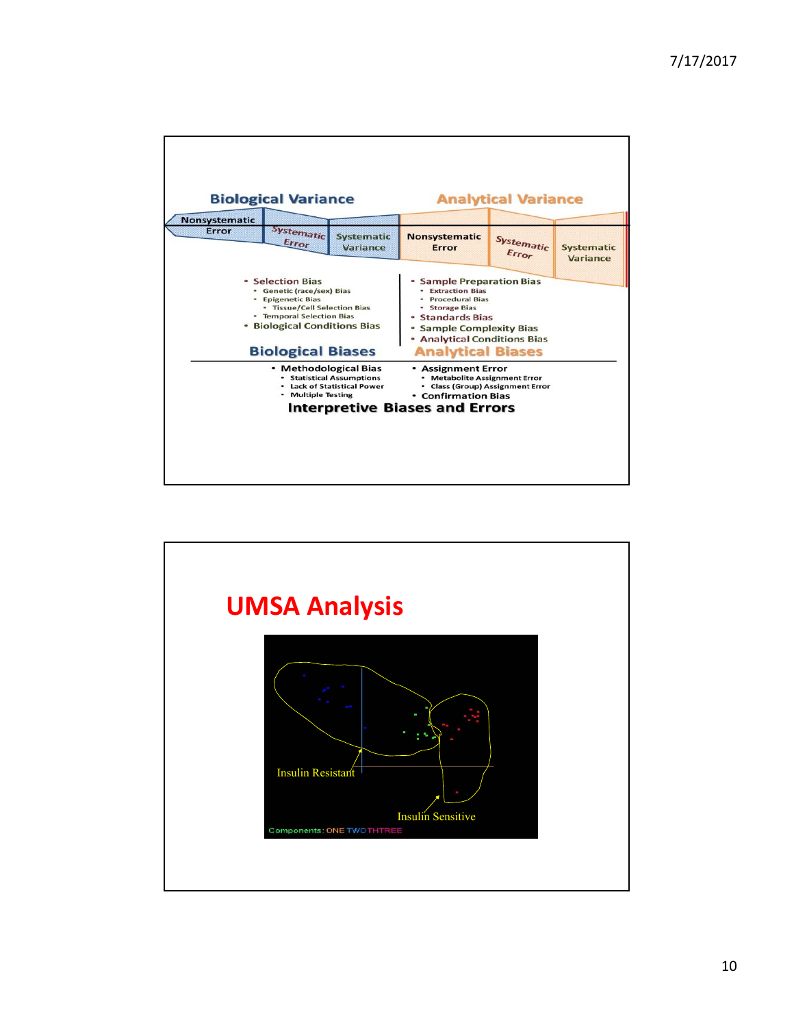Biological Variance | Analytical Variance

| Nonsystematic Error | Systematic Error | Systematic Variance | Nonsystematic Error | Systematic Error | Systematic Variance |
|---|---|---|---|---|---|

- Selection Bias
  - Genetic (race/sex) Bias
  - Epigenetic Bias
    - Tissue/Cell Selection Bias
  - Temporal Selection Bias
- Biological Conditions Bias

**Biological Biases**

- Sample Preparation Bias
  - Extraction Bias
  - Procedural Bias
  - Storage Bias
- Standards Bias
- Sample Complexity Bias
- Analytical Conditions Bias

**Analytical Biases**

- Methodological Bias
  - Statistical Assumptions
  - Lack of Statistical Power
  - Multiple Testing
- Assignment Error
  - Metabolite Assignment Error
  - Class (Group) Assignment Error
- Confirmation Bias

**Interpretive Biases and Errors**

# UMSA Analysis

Insulin Resistant

Insulin Sensitive

Components: ONE TWO THREE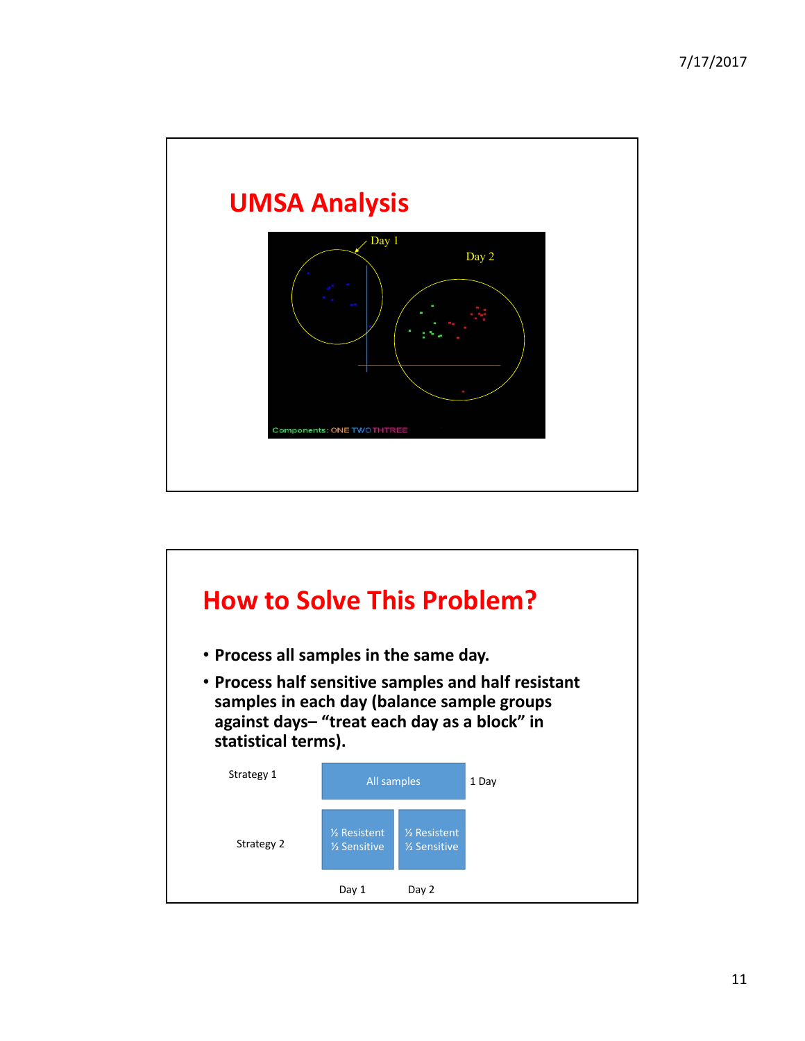## UMSA Analysis

Day 1

Day 2

Components: ONE TWO THTREE

## How to Solve This Problem?

- **Process all samples in the same day.**
- **Process half sensitive samples and half resistant samples in each day (balance sample groups against days– “treat each day as a block” in statistical terms).**

Strategy 1: All samples — 1 Day

Strategy 2: ½ Resistent ½ Sensitive (Day 1) | ½ Resistent ½ Sensitive (Day 2)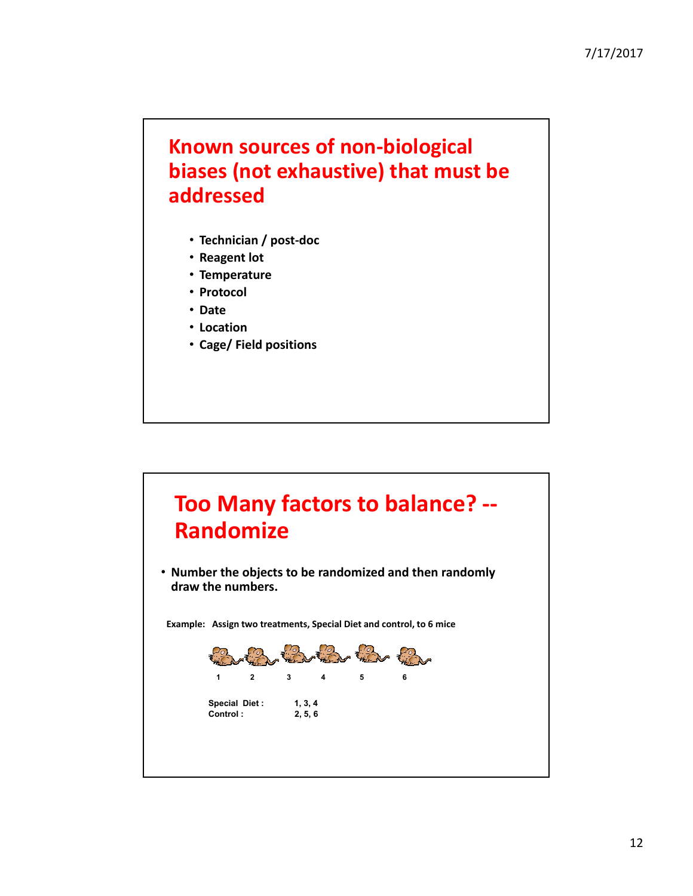## Known sources of non-biological biases (not exhaustive) that must be addressed

- **Technician / post-doc**
- **Reagent lot**
- **Temperature**
- **Protocol**
- **Date**
- **Location**
- **Cage/ Field positions**

## Too Many factors to balance? -- Randomize

- **Number the objects to be randomized and then randomly draw the numbers.**

**Example: Assign two treatments, Special Diet and control, to 6 mice**

1 2 3 4 5 6

| | |
|---|---|
| **Special Diet :** | **1, 3, 4** |
| **Control :** | **2, 5, 6** |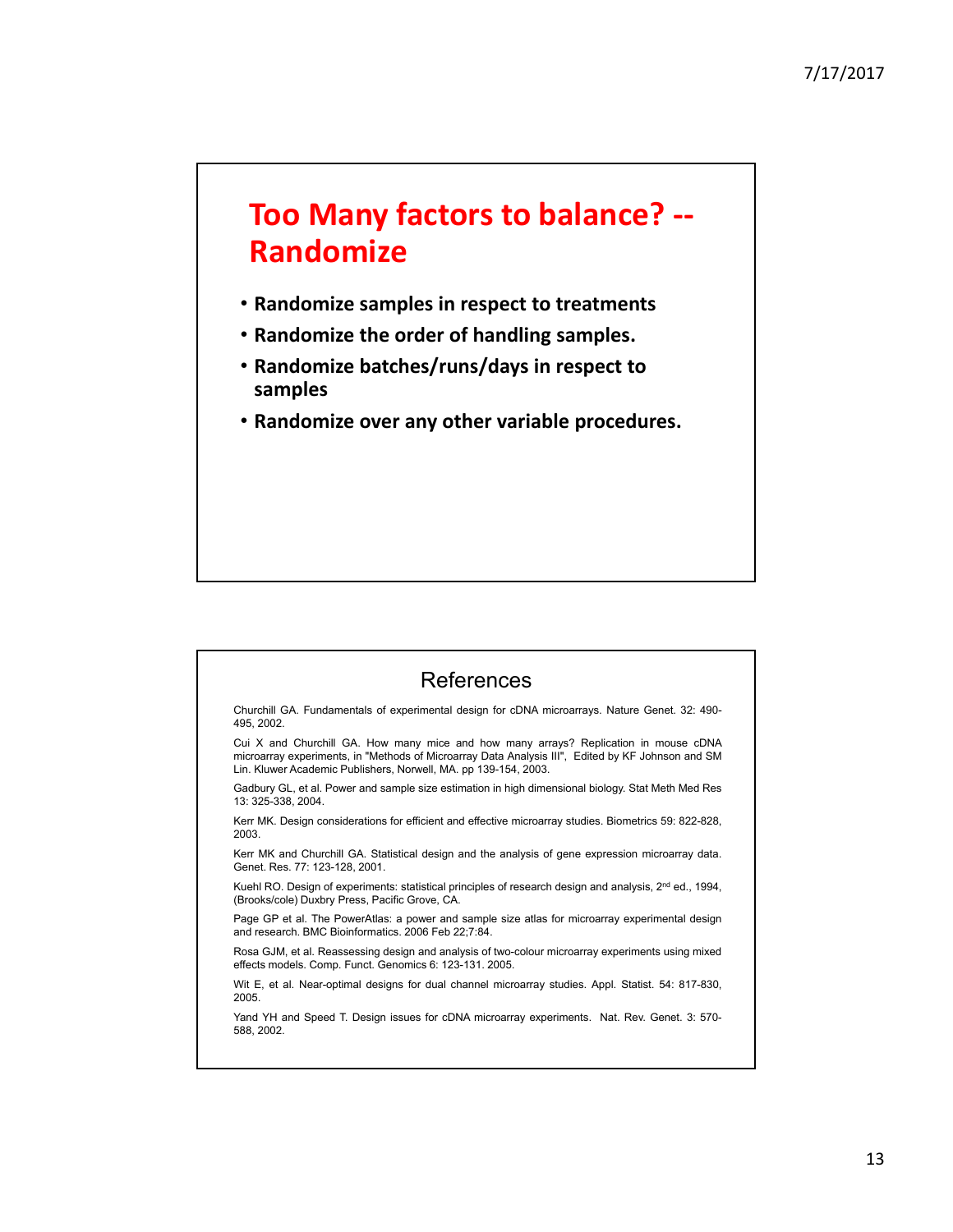## Too Many factors to balance? -- Randomize

- Randomize samples in respect to treatments
- Randomize the order of handling samples.
- Randomize batches/runs/days in respect to samples
- Randomize over any other variable procedures.

## References

Churchill GA. Fundamentals of experimental design for cDNA microarrays. Nature Genet. 32: 490-495, 2002.

Cui X and Churchill GA. How many mice and how many arrays? Replication in mouse cDNA microarray experiments, in "Methods of Microarray Data Analysis III", Edited by KF Johnson and SM Lin. Kluwer Academic Publishers, Norwell, MA. pp 139-154, 2003.

Gadbury GL, et al. Power and sample size estimation in high dimensional biology. Stat Meth Med Res 13: 325-338, 2004.

Kerr MK. Design considerations for efficient and effective microarray studies. Biometrics 59: 822-828, 2003.

Kerr MK and Churchill GA. Statistical design and the analysis of gene expression microarray data. Genet. Res. 77: 123-128, 2001.

Kuehl RO. Design of experiments: statistical principles of research design and analysis, 2nd ed., 1994, (Brooks/cole) Duxbry Press, Pacific Grove, CA.

Page GP et al. The PowerAtlas: a power and sample size atlas for microarray experimental design and research. BMC Bioinformatics. 2006 Feb 22;7:84.

Rosa GJM, et al. Reassessing design and analysis of two-colour microarray experiments using mixed effects models. Comp. Funct. Genomics 6: 123-131. 2005.

Wit E, et al. Near-optimal designs for dual channel microarray studies. Appl. Statist. 54: 817-830, 2005.

Yand YH and Speed T. Design issues for cDNA microarray experiments. Nat. Rev. Genet. 3: 570-588, 2002.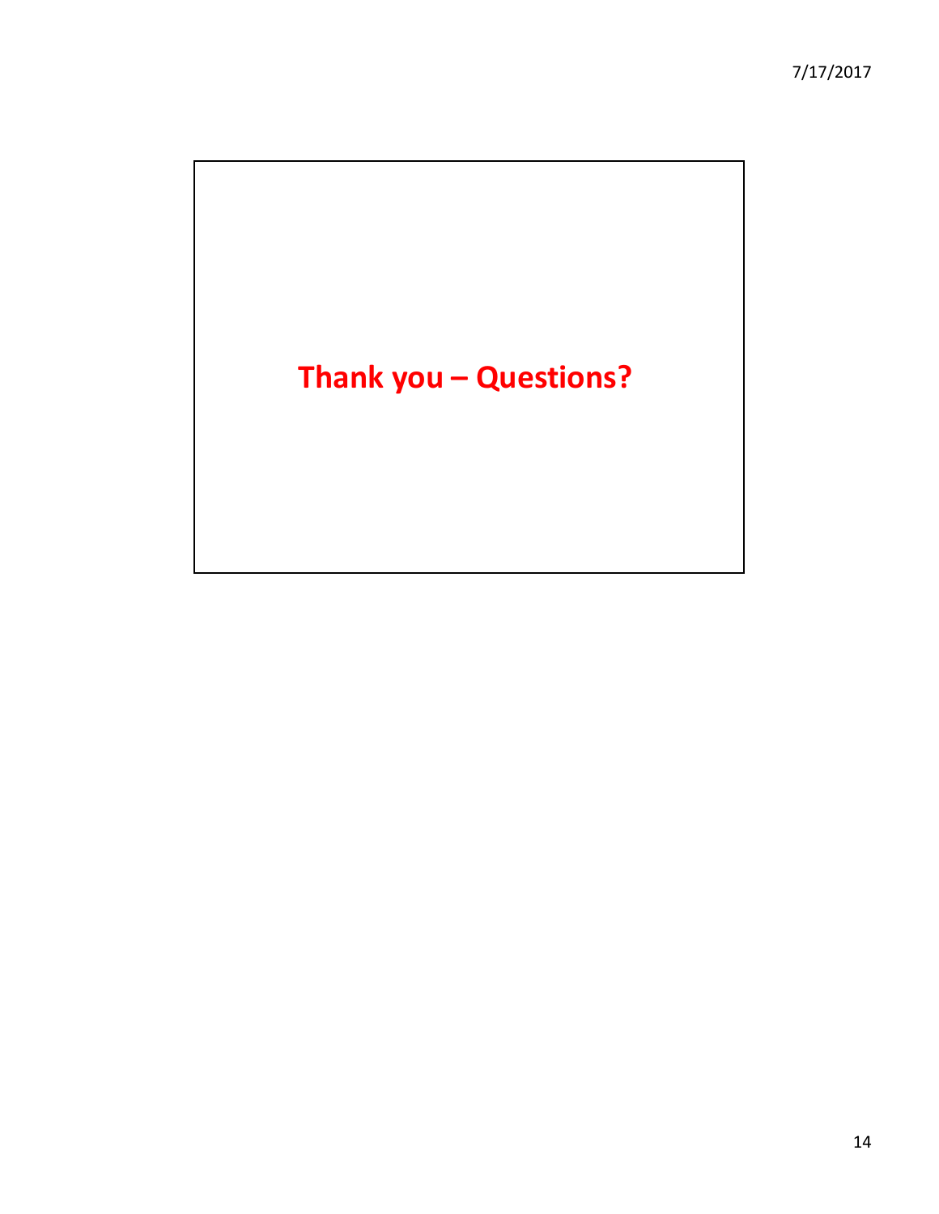**Thank you – Questions?**